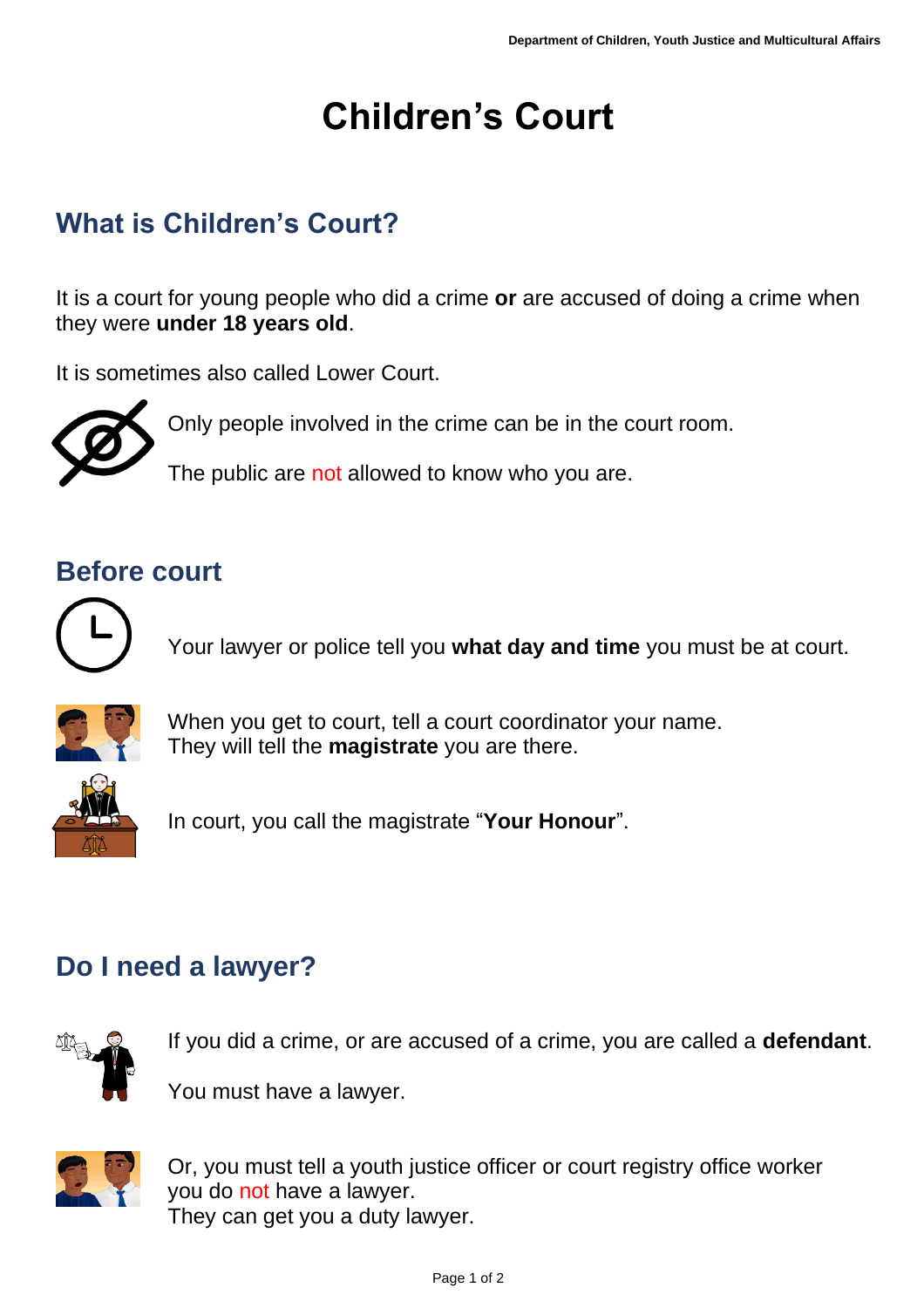# Children's Court

## What is Children's Court?

It is a court for young people who did a crime **or** are accused of doing a crime when they were **under 18 years old**.

It is sometimes also called Lower Court.

Only people involved in the crime can be in the court room.

The public are not allowed to know who you are.

## Before court

Your lawyer or police tell you **what day and time** you must be at court.

When you get to court, tell a court coordinator your name.
They will tell the **magistrate** you are there.

In court, you call the magistrate "**Your Honour**".

## Do I need a lawyer?

If you did a crime, or are accused of a crime, you are called a **defendant**.

You must have a lawyer.

Or, you must tell a youth justice officer or court registry office worker you do not have a lawyer.
They can get you a duty lawyer.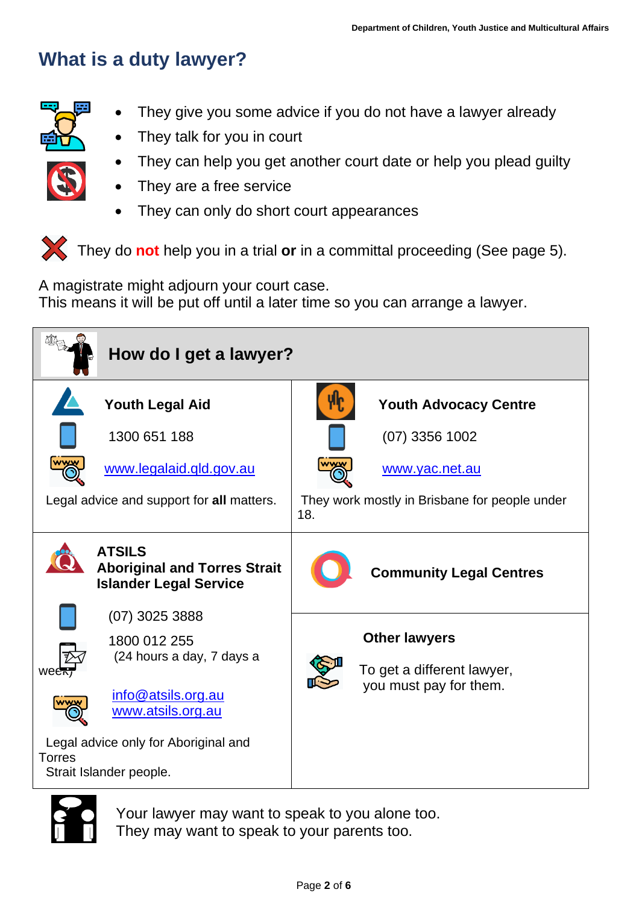# What is a duty lawyer?

- They give you some advice if you do not have a lawyer already
- They talk for you in court
- They can help you get another court date or help you plead guilty
- They are a free service
- They can only do short court appearances

They do **not** help you in a trial **or** in a committal proceeding (See page 5).

A magistrate might adjourn your court case.
This means it will be put off until a later time so you can arrange a lawyer.

## How do I get a lawyer?

| | |
|---|---|
| **Youth Legal Aid**<br>1300 651 188<br>www.legalaid.qld.gov.au<br>Legal advice and support for **all** matters. | **Youth Advocacy Centre**<br>(07) 3356 1002<br>www.yac.net.au<br>They work mostly in Brisbane for people under 18. |
| **ATSILS**<br>**Aboriginal and Torres Strait Islander Legal Service**<br>(07) 3025 3888<br>1800 012 255<br>(24 hours a day, 7 days a week)<br>info@atsils.org.au<br>www.atsils.org.au<br>Legal advice only for Aboriginal and Torres Strait Islander people. | **Community Legal Centres**<br><br>**Other lawyers**<br>To get a different lawyer, you must pay for them. |

Your lawyer may want to speak to you alone too.
They may want to speak to your parents too.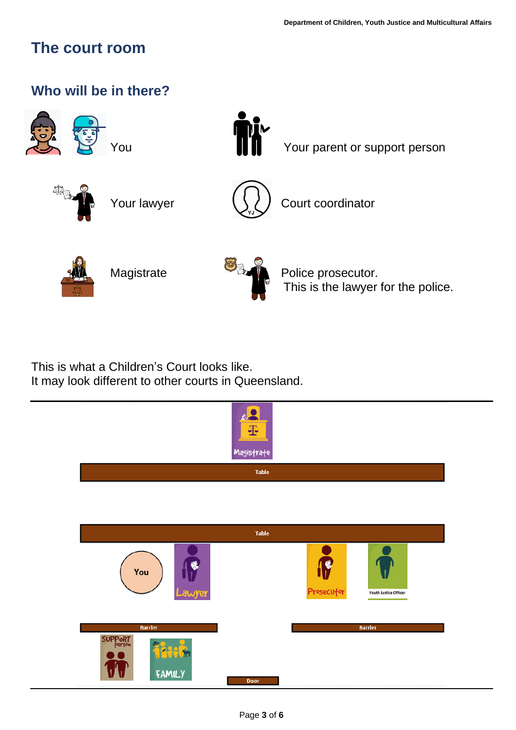# The court room

## Who will be in there?

You

Your parent or support person

Your lawyer

Court coordinator

Magistrate

Police prosecutor.
This is the lawyer for the police.

This is what a Children's Court looks like.
It may look different to other courts in Queensland.

Magistrate

Table

Table

You

Lawyer

Prosecutor

Youth Justice Officer

Barrier

Barrier

Support person

Family

Door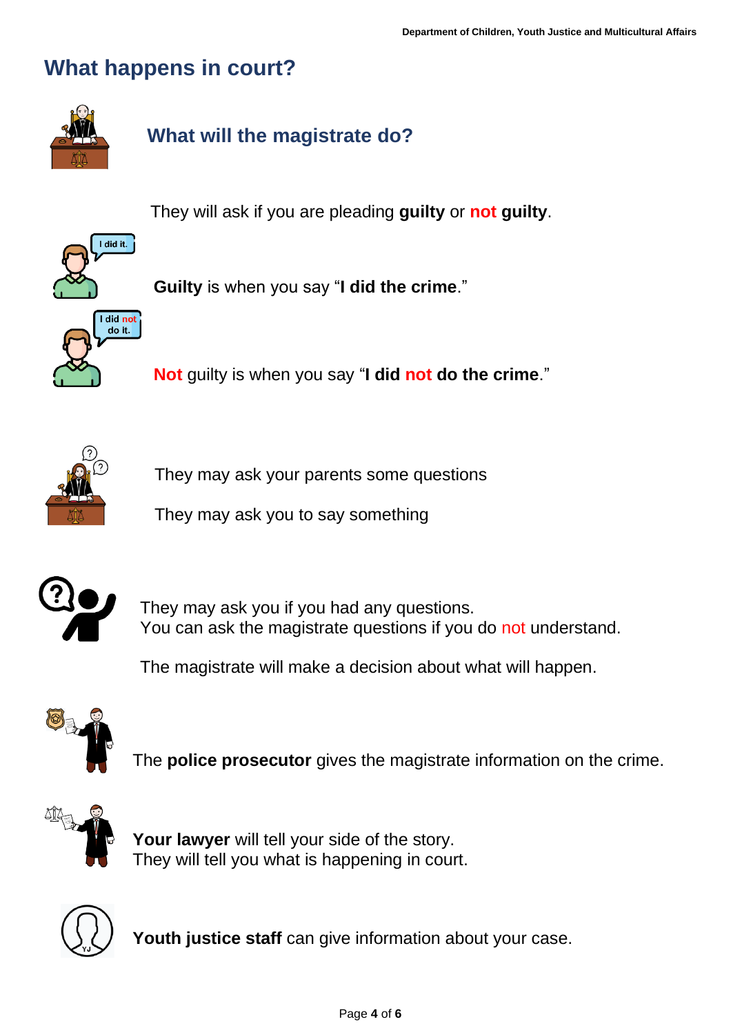# What happens in court?

## What will the magistrate do?

They will ask if you are pleading **guilty** or **not guilty**.

**Guilty** is when you say "**I did the crime**."

**Not** guilty is when you say "**I did not do the crime**."

They may ask your parents some questions

They may ask you to say something

They may ask you if you had any questions.
You can ask the magistrate questions if you do not understand.

The magistrate will make a decision about what will happen.

The **police prosecutor** gives the magistrate information on the crime.

**Your lawyer** will tell your side of the story.
They will tell you what is happening in court.

**Youth justice staff** can give information about your case.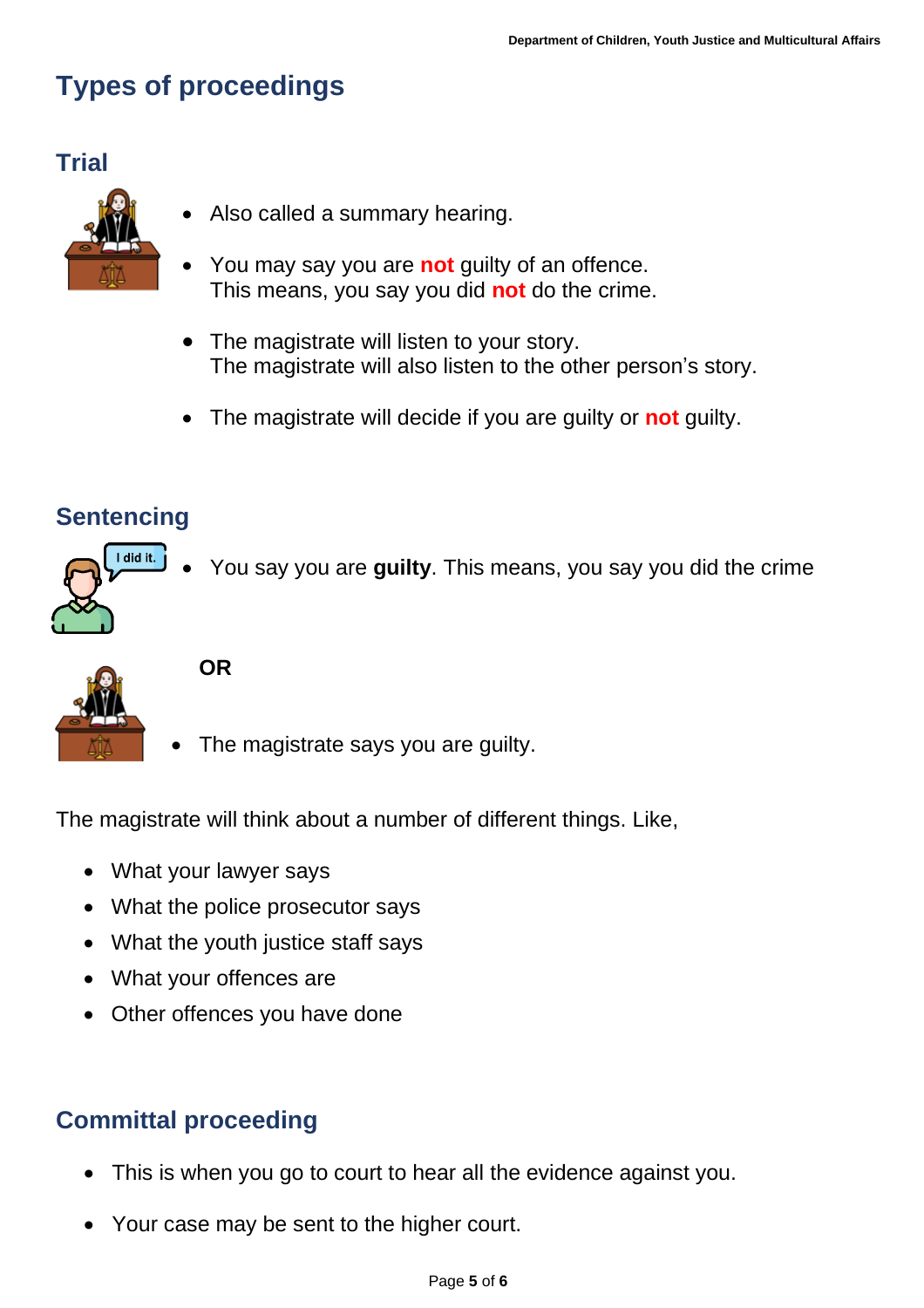# Types of proceedings

## Trial

- Also called a summary hearing.
- You may say you are **not** guilty of an offence.
  This means, you say you did **not** do the crime.
- The magistrate will listen to your story.
  The magistrate will also listen to the other person's story.
- The magistrate will decide if you are guilty or **not** guilty.

## Sentencing

- You say you are **guilty**. This means, you say you did the crime

**OR**

- The magistrate says you are guilty.

The magistrate will think about a number of different things. Like,

- What your lawyer says
- What the police prosecutor says
- What the youth justice staff says
- What your offences are
- Other offences you have done

## Committal proceeding

- This is when you go to court to hear all the evidence against you.
- Your case may be sent to the higher court.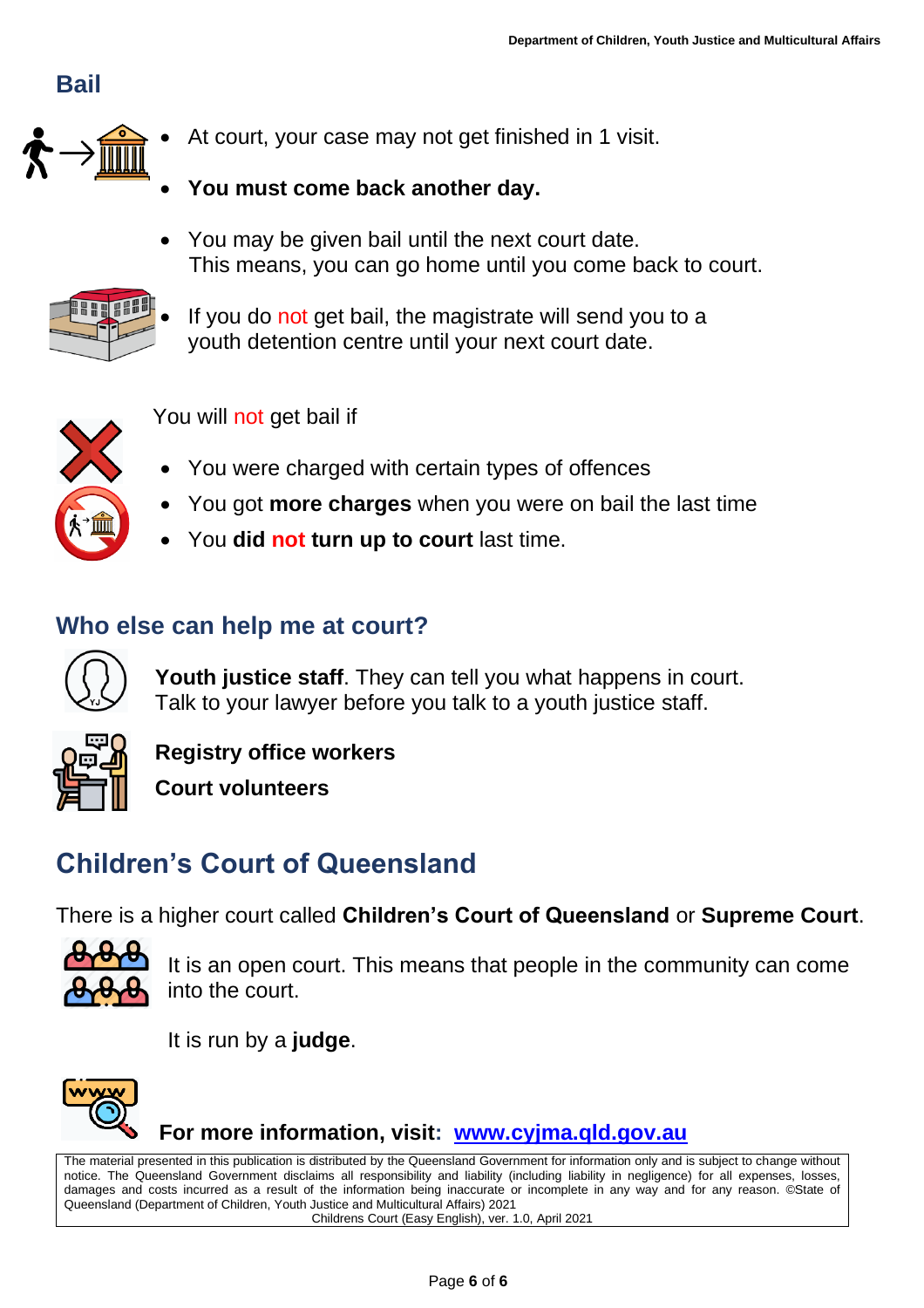## Bail

- At court, your case may not get finished in 1 visit.
- **You must come back another day.**
- You may be given bail until the next court date.
  This means, you can go home until you come back to court.
- If you do not get bail, the magistrate will send you to a youth detention centre until your next court date.

You will not get bail if

- You were charged with certain types of offences
- You got **more charges** when you were on bail the last time
- You **did not turn up to court** last time.

## Who else can help me at court?

**Youth justice staff**. They can tell you what happens in court.
Talk to your lawyer before you talk to a youth justice staff.

**Registry office workers**

**Court volunteers**

## Children's Court of Queensland

There is a higher court called **Children's Court of Queensland** or **Supreme Court**.

It is an open court. This means that people in the community can come into the court.

It is run by a **judge**.

**For more information, visit: [www.cyjma.qld.gov.au](http://www.cyjma.qld.gov.au)**

The material presented in this publication is distributed by the Queensland Government for information only and is subject to change without notice. The Queensland Government disclaims all responsibility and liability (including liability in negligence) for all expenses, losses, damages and costs incurred as a result of the information being inaccurate or incomplete in any way and for any reason. ©State of Queensland (Department of Children, Youth Justice and Multicultural Affairs) 2021
Childrens Court (Easy English), ver. 1.0, April 2021